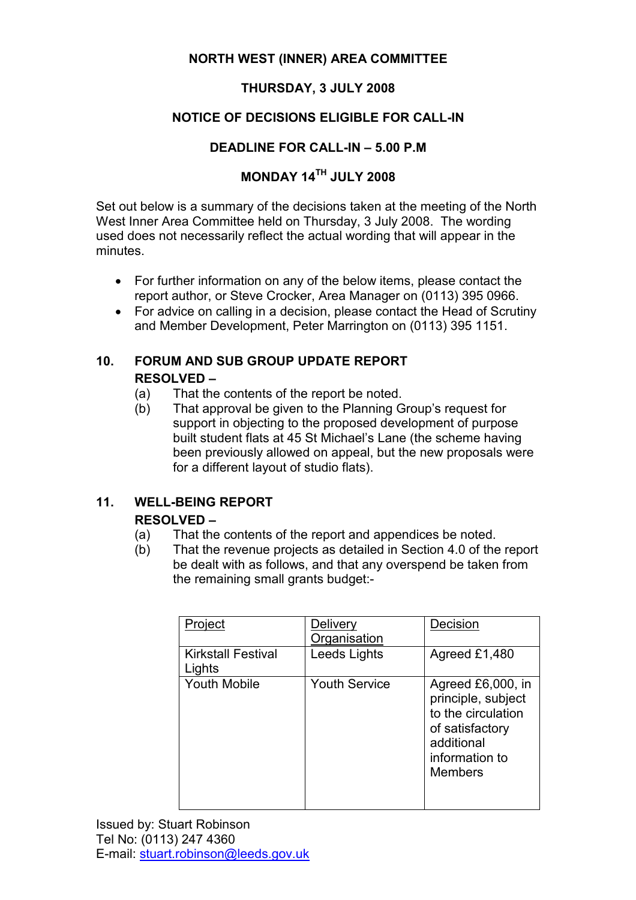**NORTH WEST (INNER) AREA COMMITTEE**

**THURSDAY, 3 JULY 2008**

**NOTICE OF DECISIONS ELIGIBLE FOR CALL-IN**

**DEADLINE FOR CALL-IN – 5.00 P.M**

**MONDAY 14TH JULY 2008**

Set out below is a summary of the decisions taken at the meeting of the North West Inner Area Committee held on Thursday, 3 July 2008. The wording used does not necessarily reflect the actual wording that will appear in the minutes.

- For further information on any of the below items, please contact the report author, or Steve Crocker, Area Manager on (0113) 395 0966.
- For advice on calling in a decision, please contact the Head of Scrutiny and Member Development, Peter Marrington on (0113) 395 1151.

**10. FORUM AND SUB GROUP UPDATE REPORT**

**RESOLVED –**

(a) That the contents of the report be noted.

(b) That approval be given to the Planning Group's request for support in objecting to the proposed development of purpose built student flats at 45 St Michael's Lane (the scheme having been previously allowed on appeal, but the new proposals were for a different layout of studio flats).

**11. WELL-BEING REPORT**

**RESOLVED –**

(a) That the contents of the report and appendices be noted.

(b) That the revenue projects as detailed in Section 4.0 of the report be dealt with as follows, and that any overspend be taken from the remaining small grants budget:-

| Project | Delivery Organisation | Decision |
|---|---|---|
| Kirkstall Festival Lights | Leeds Lights | Agreed £1,480 |
| Youth Mobile | Youth Service | Agreed £6,000, in principle, subject to the circulation of satisfactory additional information to Members |

Issued by: Stuart Robinson
Tel No: (0113) 247 4360
E-mail: stuart.robinson@leeds.gov.uk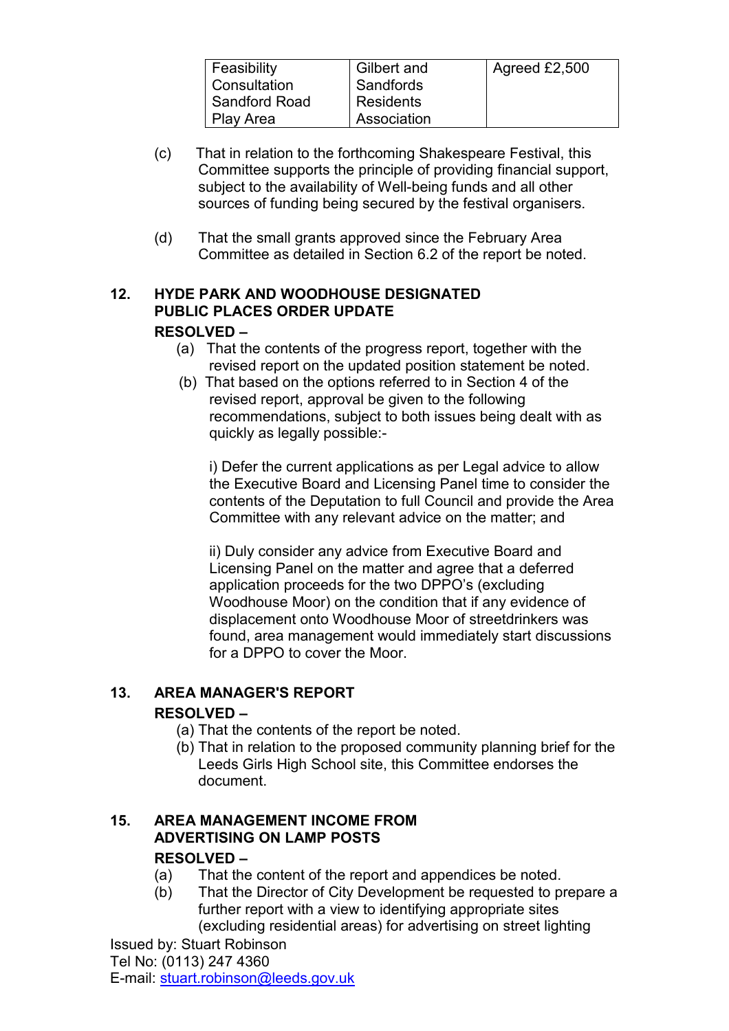| Feasibility Consultation Sandford Road Play Area | Gilbert and Sandfords Residents Association | Agreed £2,500 |
|---|---|---|

(c) That in relation to the forthcoming Shakespeare Festival, this Committee supports the principle of providing financial support, subject to the availability of Well-being funds and all other sources of funding being secured by the festival organisers.

(d) That the small grants approved since the February Area Committee as detailed in Section 6.2 of the report be noted.

**12. HYDE PARK AND WOODHOUSE DESIGNATED PUBLIC PLACES ORDER UPDATE**

**RESOLVED –**

(a) That the contents of the progress report, together with the revised report on the updated position statement be noted.

(b) That based on the options referred to in Section 4 of the revised report, approval be given to the following recommendations, subject to both issues being dealt with as quickly as legally possible:-

i) Defer the current applications as per Legal advice to allow the Executive Board and Licensing Panel time to consider the contents of the Deputation to full Council and provide the Area Committee with any relevant advice on the matter; and

ii) Duly consider any advice from Executive Board and Licensing Panel on the matter and agree that a deferred application proceeds for the two DPPO's (excluding Woodhouse Moor) on the condition that if any evidence of displacement onto Woodhouse Moor of streetdrinkers was found, area management would immediately start discussions for a DPPO to cover the Moor.

**13. AREA MANAGER'S REPORT**

**RESOLVED –**

(a) That the contents of the report be noted.

(b) That in relation to the proposed community planning brief for the Leeds Girls High School site, this Committee endorses the document.

**15. AREA MANAGEMENT INCOME FROM ADVERTISING ON LAMP POSTS**

**RESOLVED –**

(a) That the content of the report and appendices be noted.

(b) That the Director of City Development be requested to prepare a further report with a view to identifying appropriate sites (excluding residential areas) for advertising on street lighting

Issued by: Stuart Robinson
Tel No: (0113) 247 4360
E-mail: stuart.robinson@leeds.gov.uk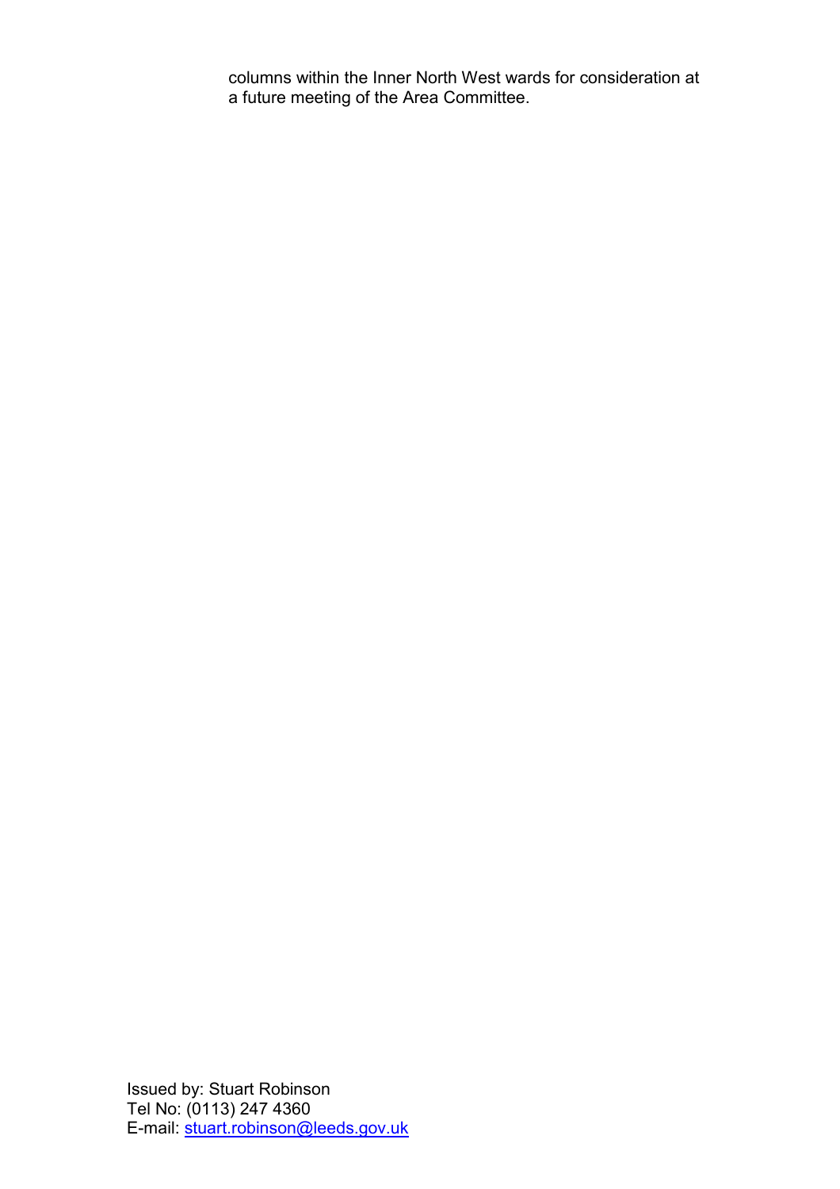columns within the Inner North West wards for consideration at a future meeting of the Area Committee.

Issued by: Stuart Robinson
Tel No: (0113) 247 4360
E-mail: stuart.robinson@leeds.gov.uk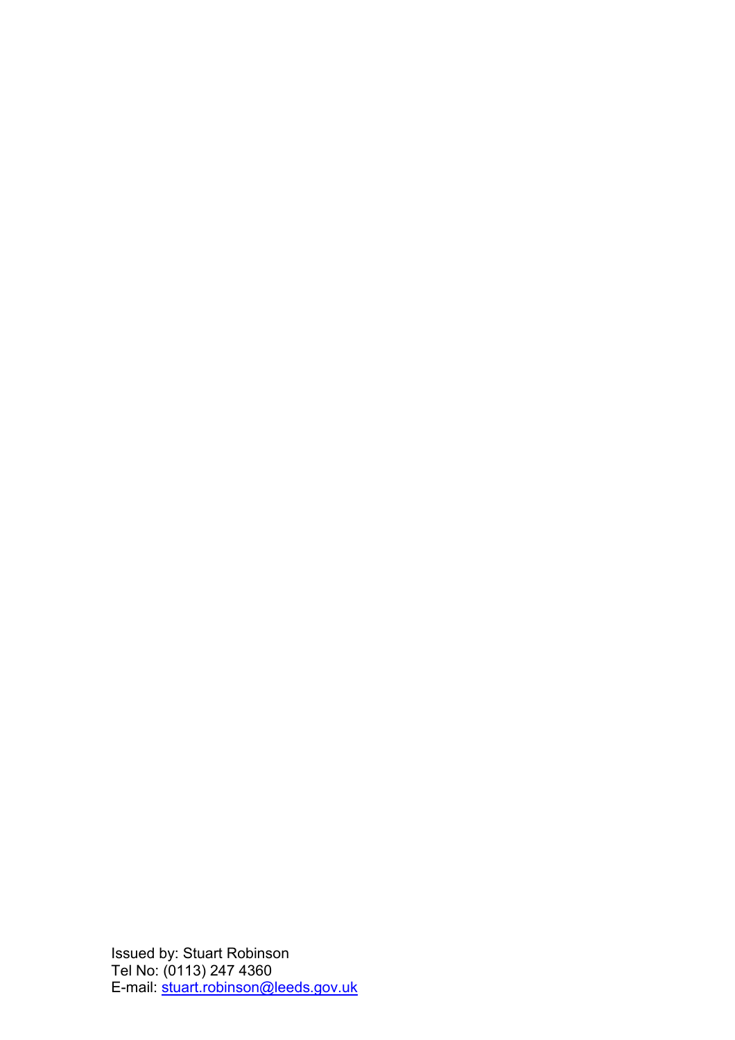Issued by: Stuart Robinson
Tel No: (0113) 247 4360
E-mail: stuart.robinson@leeds.gov.uk